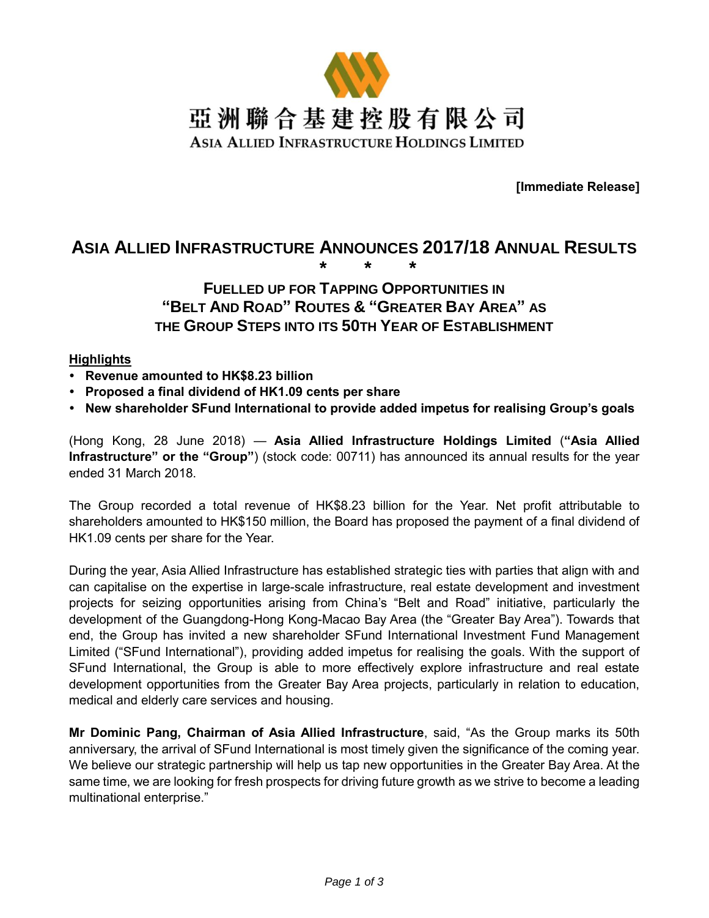亞洲聯合基建控股有限公司

ASIA ALLIED INFRASTRUCTURE HOLDINGS LIMITED

**[Immediate Release]**

# ASIA ALLIED INFRASTRUCTURE ANNOUNCES 2017/18 ANNUAL RESULTS

\* \* \*

## FUELLED UP FOR TAPPING OPPORTUNITIES IN "BELT AND ROAD" ROUTES & "GREATER BAY AREA" AS THE GROUP STEPS INTO ITS 50TH YEAR OF ESTABLISHMENT

**Highlights**

- **Revenue amounted to HK$8.23 billion**
- **Proposed a final dividend of HK1.09 cents per share**
- **New shareholder SFund International to provide added impetus for realising Group's goals**

(Hong Kong, 28 June 2018) — **Asia Allied Infrastructure Holdings Limited** (**"Asia Allied Infrastructure" or the "Group"**) (stock code: 00711) has announced its annual results for the year ended 31 March 2018.

The Group recorded a total revenue of HK$8.23 billion for the Year. Net profit attributable to shareholders amounted to HK$150 million, the Board has proposed the payment of a final dividend of HK1.09 cents per share for the Year.

During the year, Asia Allied Infrastructure has established strategic ties with parties that align with and can capitalise on the expertise in large-scale infrastructure, real estate development and investment projects for seizing opportunities arising from China's "Belt and Road" initiative, particularly the development of the Guangdong-Hong Kong-Macao Bay Area (the "Greater Bay Area"). Towards that end, the Group has invited a new shareholder SFund International Investment Fund Management Limited ("SFund International"), providing added impetus for realising the goals. With the support of SFund International, the Group is able to more effectively explore infrastructure and real estate development opportunities from the Greater Bay Area projects, particularly in relation to education, medical and elderly care services and housing.

**Mr Dominic Pang, Chairman of Asia Allied Infrastructure**, said, "As the Group marks its 50th anniversary, the arrival of SFund International is most timely given the significance of the coming year. We believe our strategic partnership will help us tap new opportunities in the Greater Bay Area. At the same time, we are looking for fresh prospects for driving future growth as we strive to become a leading multinational enterprise."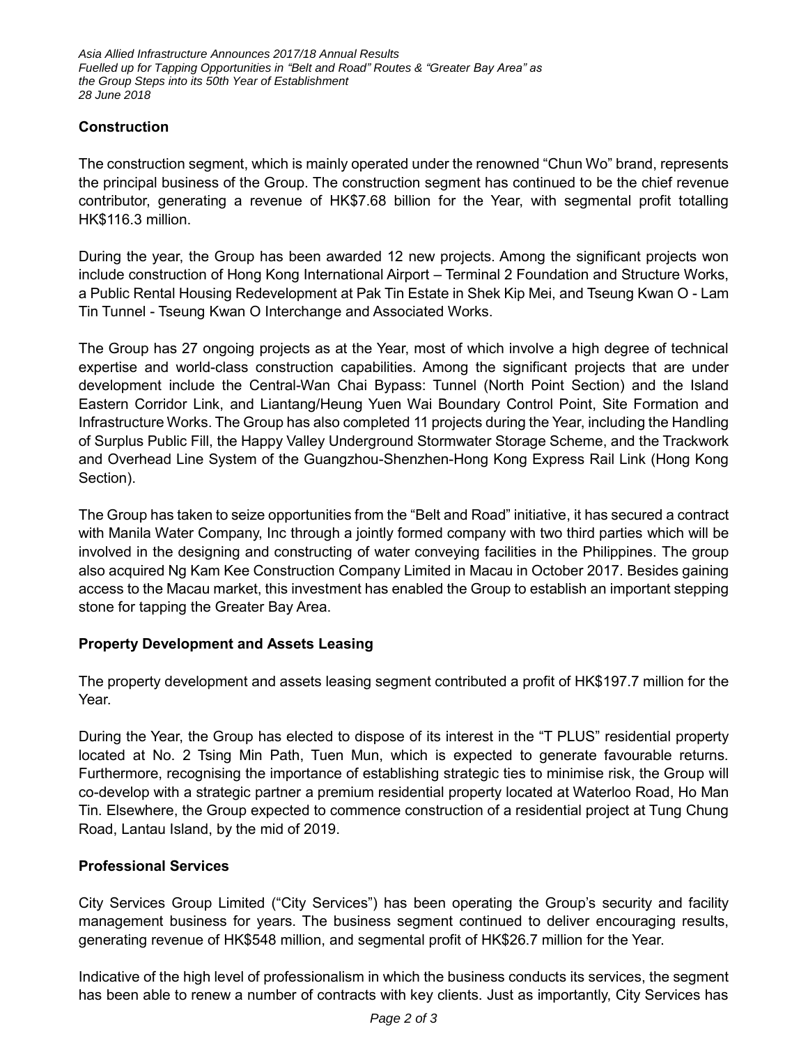## Construction

The construction segment, which is mainly operated under the renowned "Chun Wo" brand, represents the principal business of the Group. The construction segment has continued to be the chief revenue contributor, generating a revenue of HK$7.68 billion for the Year, with segmental profit totalling HK$116.3 million.

During the year, the Group has been awarded 12 new projects. Among the significant projects won include construction of Hong Kong International Airport – Terminal 2 Foundation and Structure Works, a Public Rental Housing Redevelopment at Pak Tin Estate in Shek Kip Mei, and Tseung Kwan O - Lam Tin Tunnel - Tseung Kwan O Interchange and Associated Works.

The Group has 27 ongoing projects as at the Year, most of which involve a high degree of technical expertise and world-class construction capabilities. Among the significant projects that are under development include the Central-Wan Chai Bypass: Tunnel (North Point Section) and the Island Eastern Corridor Link, and Liantang/Heung Yuen Wai Boundary Control Point, Site Formation and Infrastructure Works. The Group has also completed 11 projects during the Year, including the Handling of Surplus Public Fill, the Happy Valley Underground Stormwater Storage Scheme, and the Trackwork and Overhead Line System of the Guangzhou-Shenzhen-Hong Kong Express Rail Link (Hong Kong Section).

The Group has taken to seize opportunities from the "Belt and Road" initiative, it has secured a contract with Manila Water Company, Inc through a jointly formed company with two third parties which will be involved in the designing and constructing of water conveying facilities in the Philippines. The group also acquired Ng Kam Kee Construction Company Limited in Macau in October 2017. Besides gaining access to the Macau market, this investment has enabled the Group to establish an important stepping stone for tapping the Greater Bay Area.

## Property Development and Assets Leasing

The property development and assets leasing segment contributed a profit of HK$197.7 million for the Year.

During the Year, the Group has elected to dispose of its interest in the "T PLUS" residential property located at No. 2 Tsing Min Path, Tuen Mun, which is expected to generate favourable returns. Furthermore, recognising the importance of establishing strategic ties to minimise risk, the Group will co-develop with a strategic partner a premium residential property located at Waterloo Road, Ho Man Tin. Elsewhere, the Group expected to commence construction of a residential project at Tung Chung Road, Lantau Island, by the mid of 2019.

## Professional Services

City Services Group Limited ("City Services") has been operating the Group's security and facility management business for years. The business segment continued to deliver encouraging results, generating revenue of HK$548 million, and segmental profit of HK$26.7 million for the Year.

Indicative of the high level of professionalism in which the business conducts its services, the segment has been able to renew a number of contracts with key clients. Just as importantly, City Services has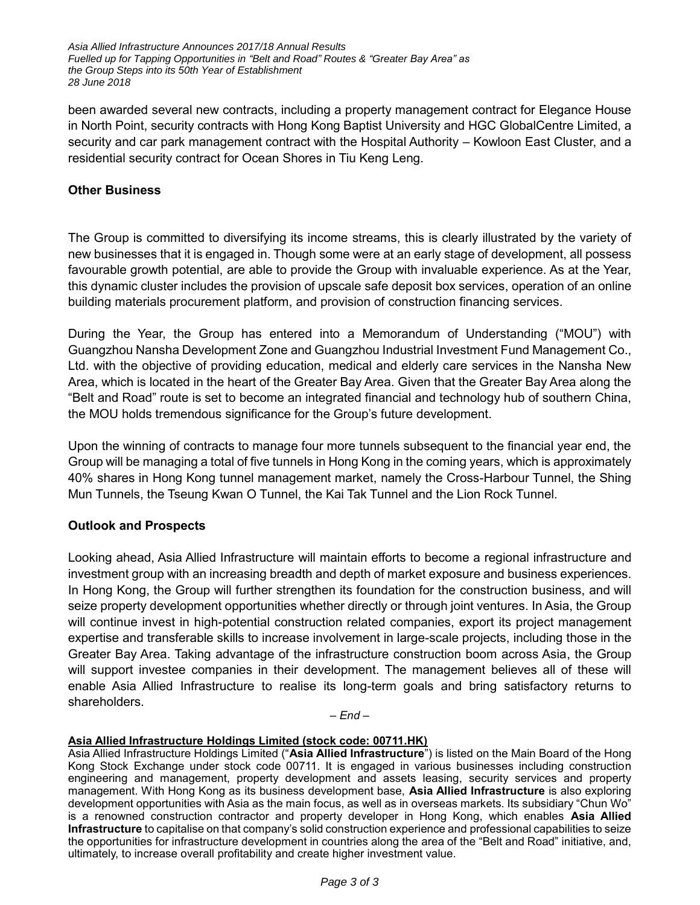been awarded several new contracts, including a property management contract for Elegance House in North Point, security contracts with Hong Kong Baptist University and HGC GlobalCentre Limited, a security and car park management contract with the Hospital Authority – Kowloon East Cluster, and a residential security contract for Ocean Shores in Tiu Keng Leng.

### Other Business

The Group is committed to diversifying its income streams, this is clearly illustrated by the variety of new businesses that it is engaged in. Though some were at an early stage of development, all possess favourable growth potential, are able to provide the Group with invaluable experience. As at the Year, this dynamic cluster includes the provision of upscale safe deposit box services, operation of an online building materials procurement platform, and provision of construction financing services.

During the Year, the Group has entered into a Memorandum of Understanding ("MOU") with Guangzhou Nansha Development Zone and Guangzhou Industrial Investment Fund Management Co., Ltd. with the objective of providing education, medical and elderly care services in the Nansha New Area, which is located in the heart of the Greater Bay Area. Given that the Greater Bay Area along the "Belt and Road" route is set to become an integrated financial and technology hub of southern China, the MOU holds tremendous significance for the Group's future development.

Upon the winning of contracts to manage four more tunnels subsequent to the financial year end, the Group will be managing a total of five tunnels in Hong Kong in the coming years, which is approximately 40% shares in Hong Kong tunnel management market, namely the Cross-Harbour Tunnel, the Shing Mun Tunnels, the Tseung Kwan O Tunnel, the Kai Tak Tunnel and the Lion Rock Tunnel.

### Outlook and Prospects

Looking ahead, Asia Allied Infrastructure will maintain efforts to become a regional infrastructure and investment group with an increasing breadth and depth of market exposure and business experiences. In Hong Kong, the Group will further strengthen its foundation for the construction business, and will seize property development opportunities whether directly or through joint ventures. In Asia, the Group will continue invest in high-potential construction related companies, export its project management expertise and transferable skills to increase involvement in large-scale projects, including those in the Greater Bay Area. Taking advantage of the infrastructure construction boom across Asia, the Group will support investee companies in their development. The management believes all of these will enable Asia Allied Infrastructure to realise its long-term goals and bring satisfactory returns to shareholders.

*– End –*

**Asia Allied Infrastructure Holdings Limited (stock code: 00711.HK)**

Asia Allied Infrastructure Holdings Limited ("**Asia Allied Infrastructure**") is listed on the Main Board of the Hong Kong Stock Exchange under stock code 00711. It is engaged in various businesses including construction engineering and management, property development and assets leasing, security services and property management. With Hong Kong as its business development base, **Asia Allied Infrastructure** is also exploring development opportunities with Asia as the main focus, as well as in overseas markets. Its subsidiary "Chun Wo" is a renowned construction contractor and property developer in Hong Kong, which enables **Asia Allied Infrastructure** to capitalise on that company's solid construction experience and professional capabilities to seize the opportunities for infrastructure development in countries along the area of the "Belt and Road" initiative, and, ultimately, to increase overall profitability and create higher investment value.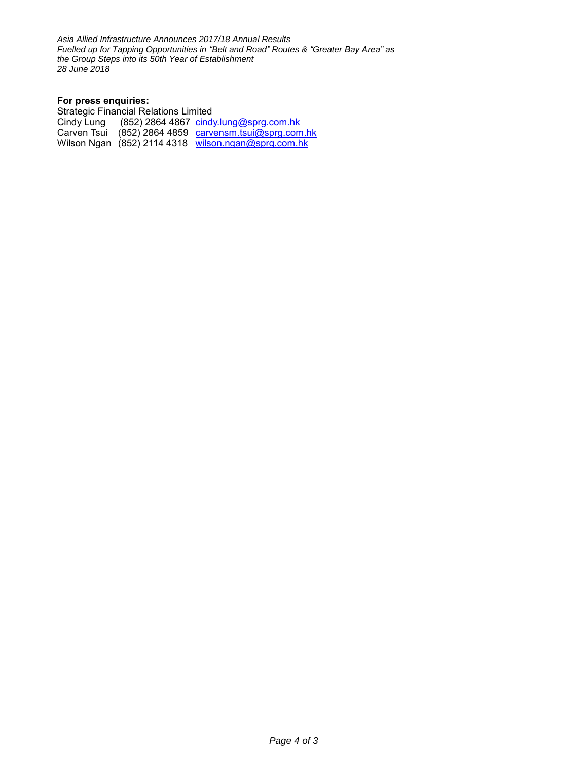**For press enquiries:**

Strategic Financial Relations Limited

| | | |
|---|---|---|
| Cindy Lung | (852) 2864 4867 | cindy.lung@sprg.com.hk |
| Carven Tsui | (852) 2864 4859 | carvensm.tsui@sprg.com.hk |
| Wilson Ngan | (852) 2114 4318 | wilson.ngan@sprg.com.hk |